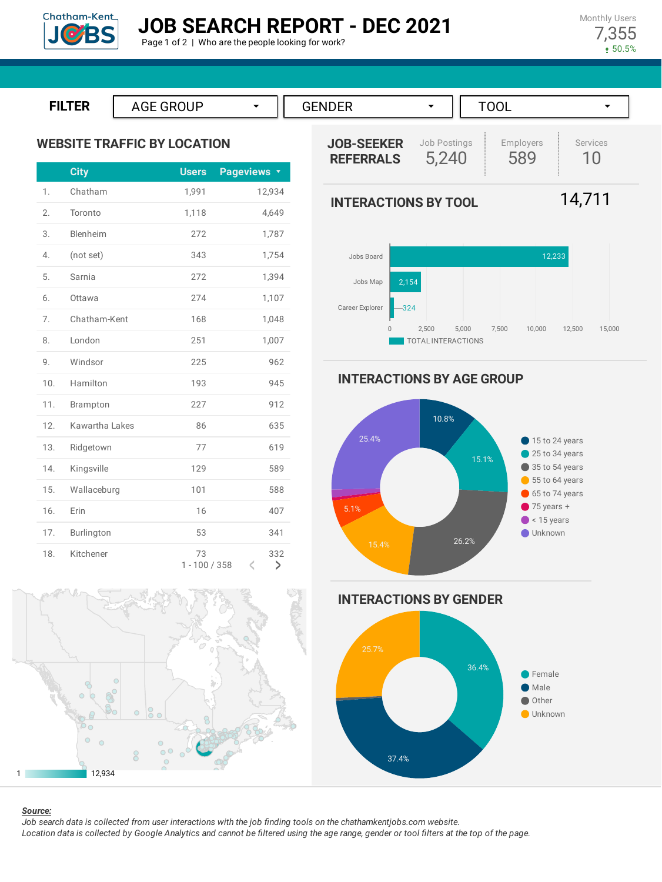# JOB SEARCH REPORT - DEC 2021

Page 1 of 2 | Who are the people looking for work?

Monthly Users
7,355
↑ 50.5%

**FILTER** AGE GROUP | GENDER | TOOL

## WEBSITE TRAFFIC BY LOCATION

| | City | Users | Pageviews |
|---|---|---|---|
| 1. | Chatham | 1,991 | 12,934 |
| 2. | Toronto | 1,118 | 4,649 |
| 3. | Blenheim | 272 | 1,787 |
| 4. | (not set) | 343 | 1,754 |
| 5. | Sarnia | 272 | 1,394 |
| 6. | Ottawa | 274 | 1,107 |
| 7. | Chatham-Kent | 168 | 1,048 |
| 8. | London | 251 | 1,007 |
| 9. | Windsor | 225 | 962 |
| 10. | Hamilton | 193 | 945 |
| 11. | Brampton | 227 | 912 |
| 12. | Kawartha Lakes | 86 | 635 |
| 13. | Ridgetown | 77 | 619 |
| 14. | Kingsville | 129 | 589 |
| 15. | Wallaceburg | 101 | 588 |
| 16. | Erin | 16 | 407 |
| 17. | Burlington | 53 | 341 |
| 18. | Kitchener | 73 | 332 |

1 - 100 / 358

Map scale: 1 – 12,934

## JOB-SEEKER REFERRALS

| Job Postings | Employers | Services |
|---|---|---|
| 5,240 | 589 | 10 |

## INTERACTIONS BY TOOL

14,711

| Tool | Total Interactions |
|---|---|
| Jobs Board | 12,233 |
| Jobs Map | 2,154 |
| Career Explorer | 324 |

## INTERACTIONS BY AGE GROUP

| Age Group | % |
|---|---|
| 15 to 24 years | 10.8% |
| 25 to 34 years | 15.1% |
| 35 to 54 years | 26.2% |
| 55 to 64 years | 15.4% |
| 65 to 74 years | 5.1% |
| 75 years + | |
| < 15 years | |
| Unknown | 25.4% |

## INTERACTIONS BY GENDER

| Gender | % |
|---|---|
| Female | 36.4% |
| Male | 37.4% |
| Other | |
| Unknown | 25.7% |

***Source:***

*Job search data is collected from user interactions with the job finding tools on the chathamkentjobs.com website.*
*Location data is collected by Google Analytics and cannot be filtered using the age range, gender or tool filters at the top of the page.*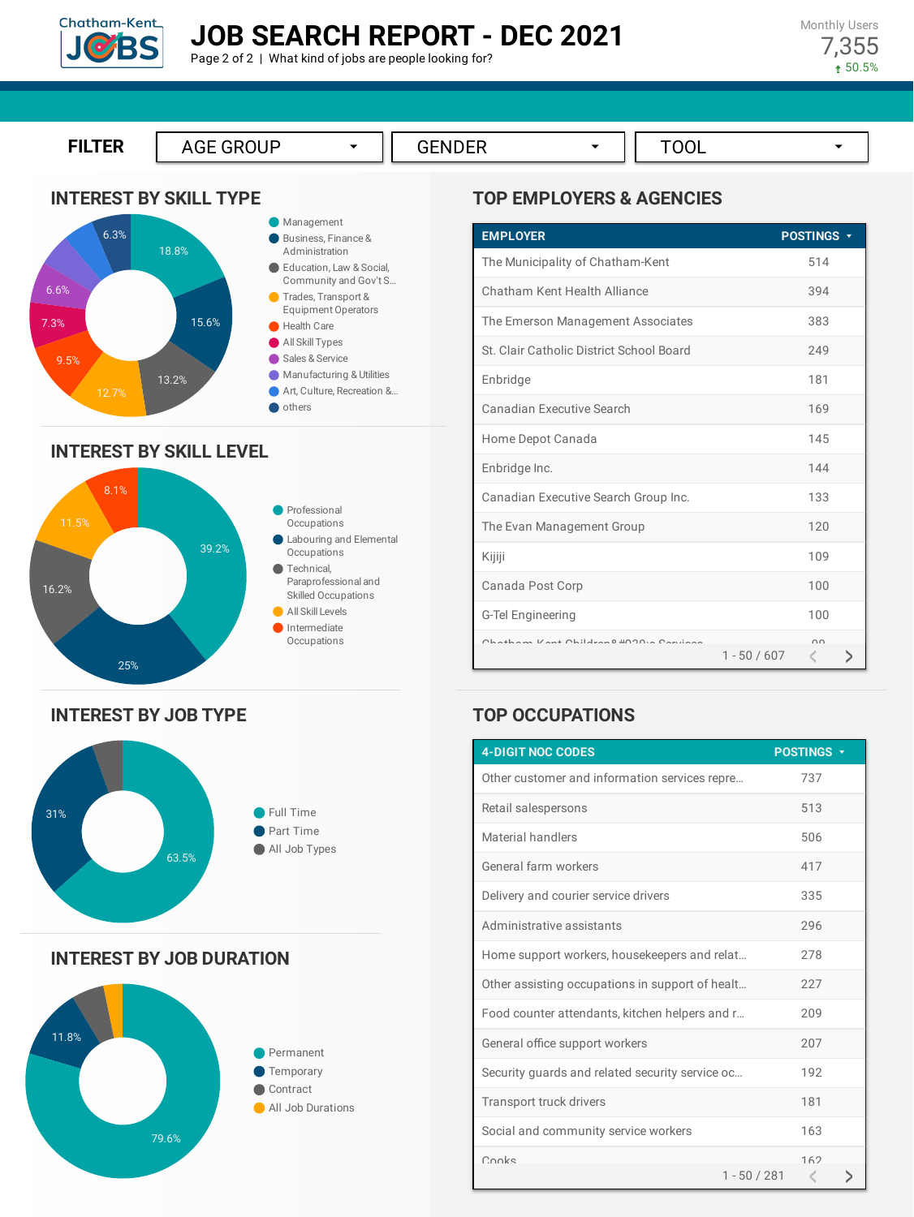# JOB SEARCH REPORT - DEC 2021

Chatham-Kent JOBS

Page 2 of 2 | What kind of jobs are people looking for?

Monthly Users
7,355
50.5%

FILTER: AGE GROUP | GENDER | TOOL

## INTEREST BY SKILL TYPE

18.8%
15.6%
13.2%
12.7%
9.5%
7.3%
6.6%
6.3%

- Management
- Business, Finance & Administration
- Education, Law & Social, Community and Gov't S...
- Trades, Transport & Equipment Operators
- Health Care
- All Skill Types
- Sales & Service
- Manufacturing & Utilities
- Art, Culture, Recreation &...
- others

## INTEREST BY SKILL LEVEL

39.2%
25%
16.2%
11.5%
8.1%

- Professional Occupations
- Labouring and Elemental Occupations
- Technical, Paraprofessional and Skilled Occupations
- All Skill Levels
- Intermediate Occupations

## INTEREST BY JOB TYPE

63.5%
31%

- Full Time
- Part Time
- All Job Types

## INTEREST BY JOB DURATION

79.6%
11.8%

- Permanent
- Temporary
- Contract
- All Job Durations

## TOP EMPLOYERS & AGENCIES

| EMPLOYER | POSTINGS |
|---|---|
| The Municipality of Chatham-Kent | 514 |
| Chatham Kent Health Alliance | 394 |
| The Emerson Management Associates | 383 |
| St. Clair Catholic District School Board | 249 |
| Enbridge | 181 |
| Canadian Executive Search | 169 |
| Home Depot Canada | 145 |
| Enbridge Inc. | 144 |
| Canadian Executive Search Group Inc. | 133 |
| The Evan Management Group | 120 |
| Kijiji | 109 |
| Canada Post Corp | 100 |
| G-Tel Engineering | 100 |
| Chatham Kent Children&#039;s Services | 90 |

1 - 50 / 607

## TOP OCCUPATIONS

| 4-DIGIT NOC CODES | POSTINGS |
|---|---|
| Other customer and information services repre... | 737 |
| Retail salespersons | 513 |
| Material handlers | 506 |
| General farm workers | 417 |
| Delivery and courier service drivers | 335 |
| Administrative assistants | 296 |
| Home support workers, housekeepers and relat... | 278 |
| Other assisting occupations in support of healt... | 227 |
| Food counter attendants, kitchen helpers and r... | 209 |
| General office support workers | 207 |
| Security guards and related security service oc... | 192 |
| Transport truck drivers | 181 |
| Social and community service workers | 163 |
| Cooks | 162 |

1 - 50 / 281